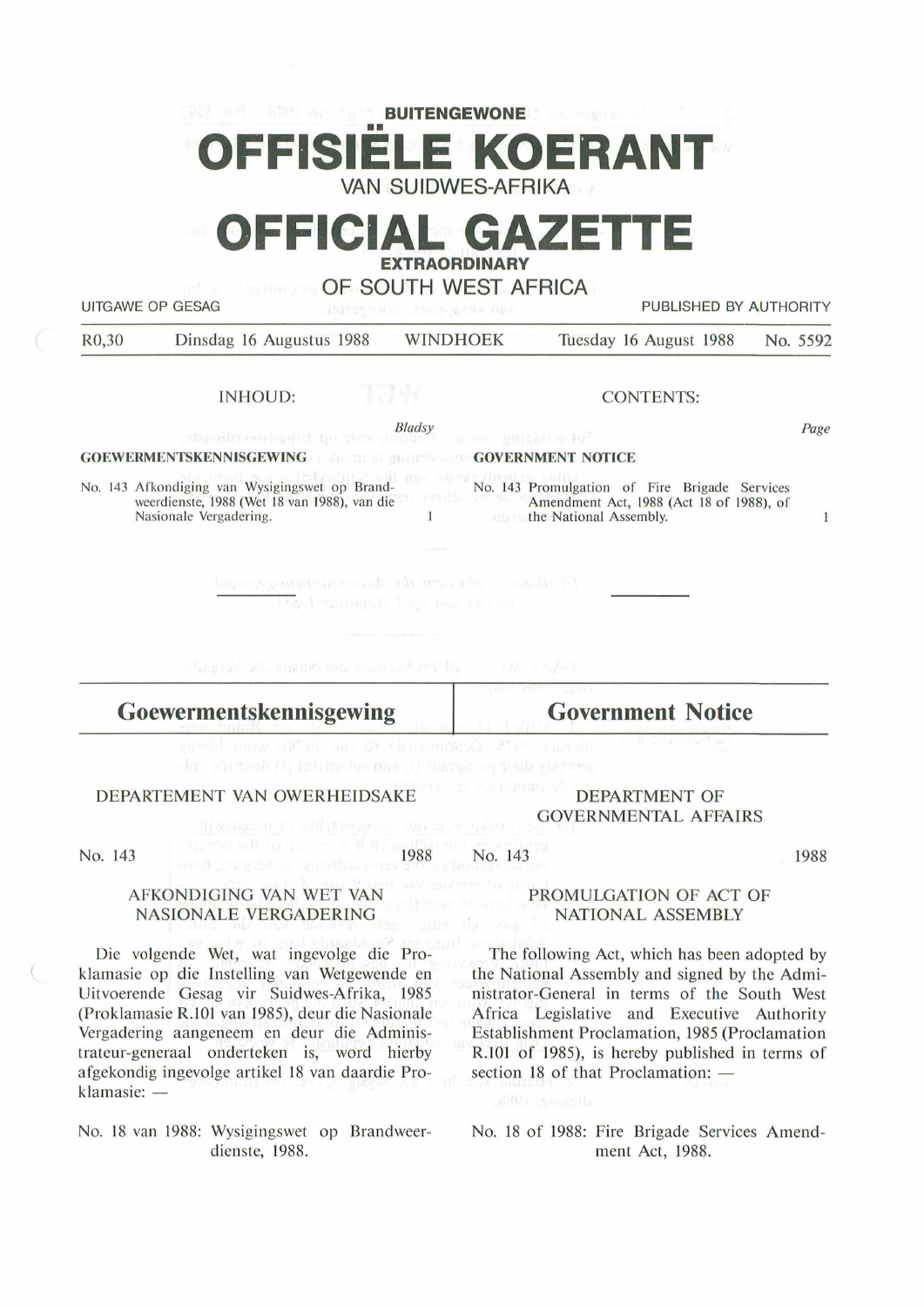**BUITENGEWONE**

# OFFISIËLE KOERANT

VAN SUIDWES-AFRIKA

# OFFICIAL GAZETTE

**EXTRAORDINARY**

OF SOUTH WEST AFRICA

UITGAWE OP GESAG — PUBLISHED BY AUTHORITY

R0,30 Dinsdag 16 Augustus 1988 WINDHOEK Tuesday 16 August 1988 No. 5592

| INHOUD: | | CONTENTS: | |
|---|---|---|---|
| | *Bladsy* | | *Page* |
| **GOEWERMENTSKENNISGEWING** | | **GOVERNMENT NOTICE** | |
| No. 143 Afkondiging van Wysigingswet op Brandweerdienste, 1988 (Wet 18 van 1988), van die Nasionale Vergadering. | 1 | No. 143 Promulgation of Fire Brigade Services Amendment Act, 1988 (Act 18 of 1988), of the National Assembly. | 1 |

## Goewermentskennisgewing

DEPARTEMENT VAN OWERHEIDSAKE

No. 143 1988

AFKONDIGING VAN WET VAN NASIONALE VERGADERING

Die volgende Wet, wat ingevolge die Proklamasie op die Instelling van Wetgewende en Uitvoerende Gesag vir Suidwes-Afrika, 1985 (Proklamasie R.101 van 1985), deur die Nasionale Vergadering aangeneem en deur die Administrateur-generaal onderteken is, word hierby afgekondig ingevolge artikel 18 van daardie Proklamasie: —

No. 18 van 1988: Wysigingswet op Brandweerdienste, 1988.

## Government Notice

DEPARTMENT OF GOVERNMENTAL AFFAIRS

No. 143 1988

PROMULGATION OF ACT OF NATIONAL ASSEMBLY

The following Act, which has been adopted by the National Assembly and signed by the Administrator-General in terms of the South West Africa Legislative and Executive Authority Establishment Proclamation, 1985 (Proclamation R.101 of 1985), is hereby published in terms of section 18 of that Proclamation: —

No. 18 of 1988: Fire Brigade Services Amendment Act, 1988.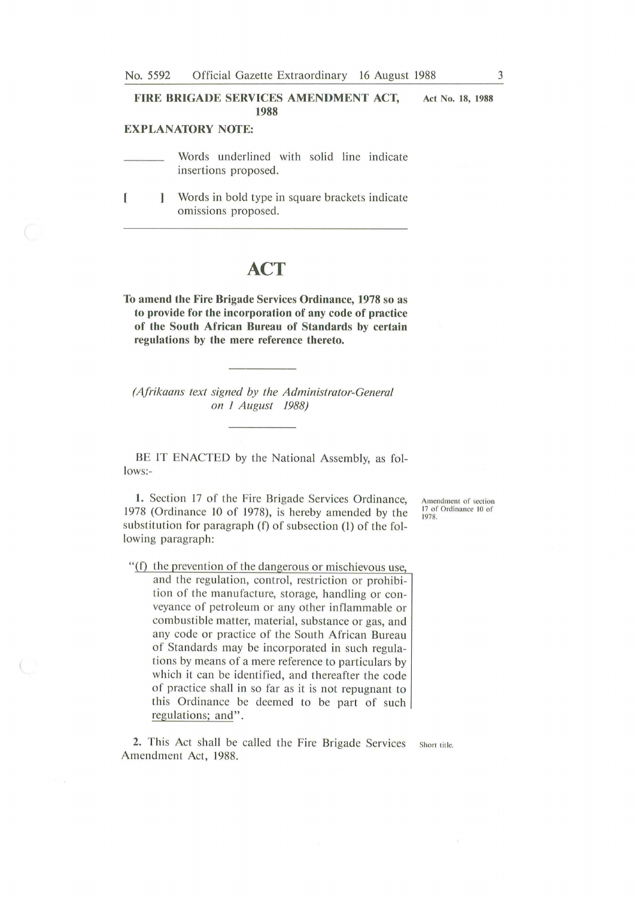**FIRE BRIGADE SERVICES AMENDMENT ACT, 1988**

**Act No. 18, 1988**

**EXPLANATORY NOTE:**

\_\_\_\_\_\_\_ Words underlined with solid line indicate insertions proposed.

[ ] Words in bold type in square brackets indicate omissions proposed.

---

# ACT

**To amend the Fire Brigade Services Ordinance, 1978 so as to provide for the incorporation of any code of practice of the South African Bureau of Standards by certain regulations by the mere reference thereto.**

*(Afrikaans text signed by the Administrator-General on 1 August 1988)*

BE IT ENACTED by the National Assembly, as follows:-

*Amendment of section 17 of Ordinance 10 of 1978.*

**1.** Section 17 of the Fire Brigade Services Ordinance, 1978 (Ordinance 10 of 1978), is hereby amended by the substitution for paragraph (f) of subsection (1) of the following paragraph:

"<u>(f) the prevention of the dangerous or mischievous use, and the regulation, control, restriction or prohibition of the manufacture, storage, handling or conveyance of petroleum or any other inflammable or combustible matter, material, substance or gas, and any code or practice of the South African Bureau of Standards may be incorporated in such regulations by means of a mere reference to particulars by which it can be identified, and thereafter the code of practice shall in so far as it is not repugnant to this Ordinance be deemed to be part of such regulations; and</u>".

*Short title.*

**2.** This Act shall be called the Fire Brigade Services Amendment Act, 1988.